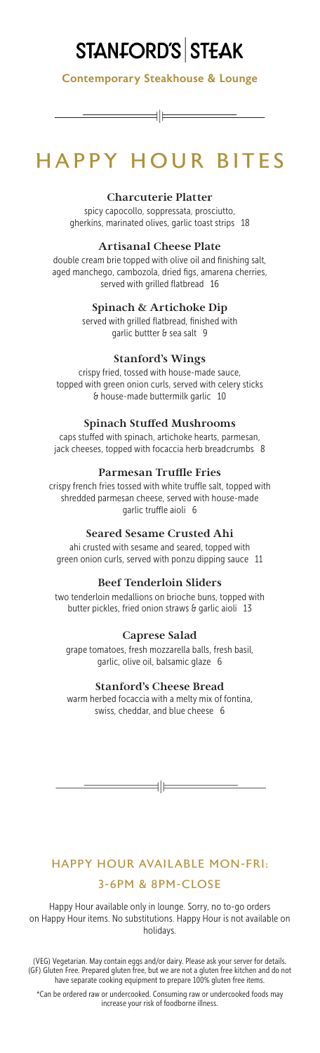# STANFORD'S | STEAK

**Contemporary Steakhouse & Lounge**

## HAPPY HOUR BITES

### Charcuterie Platter
spicy capocollo, soppressata, prosciutto, gherkins, marinated olives, garlic toast strips 18

### Artisanal Cheese Plate
double cream brie topped with olive oil and finishing salt, aged manchego, cambozola, dried figs, amarena cherries, served with grilled flatbread 16

### Spinach & Artichoke Dip
served with grilled flatbread, finished with garlic buttter & sea salt 9

### Stanford's Wings
crispy fried, tossed with house-made sauce, topped with green onion curls, served with celery sticks & house-made buttermilk garlic 10

### Spinach Stuffed Mushrooms
caps stuffed with spinach, artichoke hearts, parmesan, jack cheeses, topped with focaccia herb breadcrumbs 8

### Parmesan Truffle Fries
crispy french fries tossed with white truffle salt, topped with shredded parmesan cheese, served with house-made garlic truffle aioli 6

### Seared Sesame Crusted Ahi
ahi crusted with sesame and seared, topped with green onion curls, served with ponzu dipping sauce 11

### Beef Tenderloin Sliders
two tenderloin medallions on brioche buns, topped with butter pickles, fried onion straws & garlic aioli 13

### Caprese Salad
grape tomatoes, fresh mozzarella balls, fresh basil, garlic, olive oil, balsamic glaze 6

### Stanford's Cheese Bread
warm herbed focaccia with a melty mix of fontina, swiss, cheddar, and blue cheese 6

## HAPPY HOUR AVAILABLE MON-FRI:
## 3-6PM & 8PM-CLOSE

Happy Hour available only in lounge. Sorry, no to-go orders on Happy Hour items. No substitutions. Happy Hour is not available on holidays.

(VEG) Vegetarian. May contain eggs and/or dairy. Please ask your server for details. (GF) Gluten Free. Prepared gluten free, but we are not a gluten free kitchen and do not have separate cooking equipment to prepare 100% gluten free items.

*Can be ordered raw or undercooked. Consuming raw or undercooked foods may increase your risk of foodborne illness.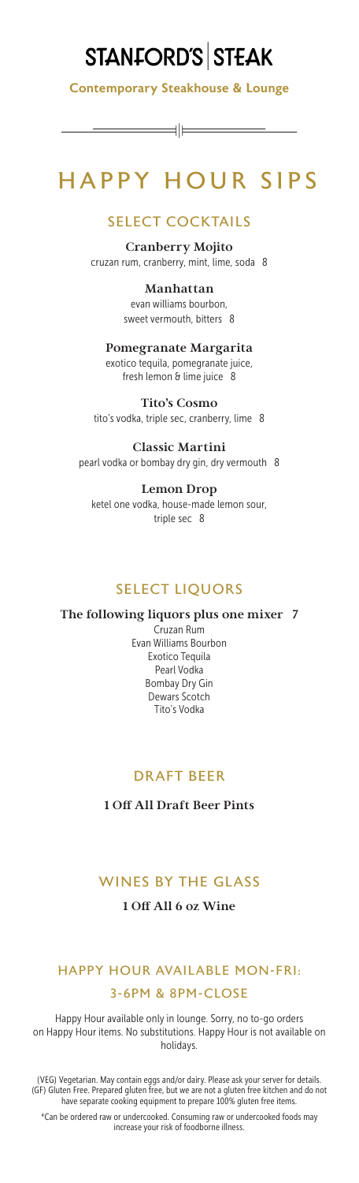# STANFORD'S | STEAK

**Contemporary Steakhouse & Lounge**

# HAPPY HOUR SIPS

## SELECT COCKTAILS

**Cranberry Mojito**
cruzan rum, cranberry, mint, lime, soda 8

**Manhattan**
evan williams bourbon, sweet vermouth, bitters 8

**Pomegranate Margarita**
exotico tequila, pomegranate juice, fresh lemon & lime juice 8

**Tito's Cosmo**
tito's vodka, triple sec, cranberry, lime 8

**Classic Martini**
pearl vodka or bombay dry gin, dry vermouth 8

**Lemon Drop**
ketel one vodka, house-made lemon sour, triple sec 8

## SELECT LIQUORS

**The following liquors plus one mixer 7**

Cruzan Rum
Evan Williams Bourbon
Exotico Tequila
Pearl Vodka
Bombay Dry Gin
Dewars Scotch
Tito's Vodka

## DRAFT BEER

**1 Off All Draft Beer Pints**

## WINES BY THE GLASS

**1 Off All 6 oz Wine**

## HAPPY HOUR AVAILABLE MON-FRI: 3-6PM & 8PM-CLOSE

Happy Hour available only in lounge. Sorry, no to-go orders on Happy Hour items. No substitutions. Happy Hour is not available on holidays.

(VEG) Vegetarian. May contain eggs and/or dairy. Please ask your server for details. (GF) Gluten Free. Prepared gluten free, but we are not a gluten free kitchen and do not have separate cooking equipment to prepare 100% gluten free items.

*Can be ordered raw or undercooked. Consuming raw or undercooked foods may increase your risk of foodborne illness.